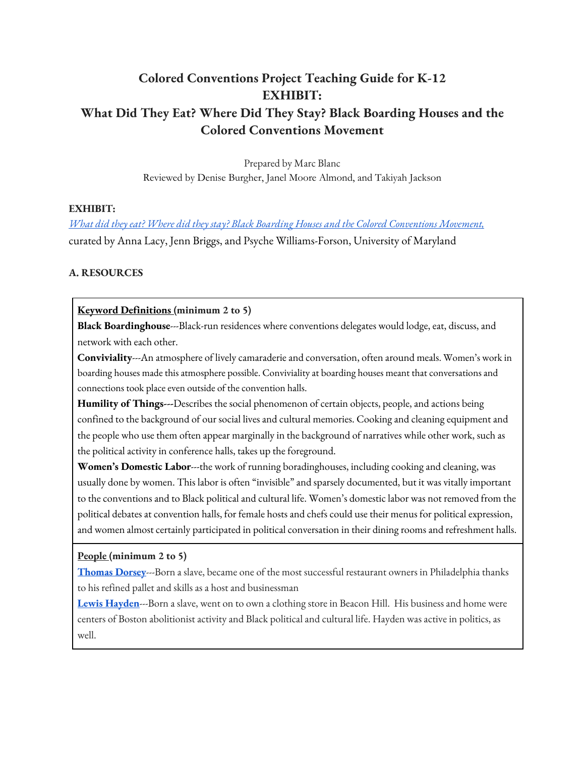# Colored Conventions Project Teaching Guide for K-12
# EXHIBIT:
# What Did They Eat? Where Did They Stay? Black Boarding Houses and the Colored Conventions Movement

Prepared by Marc Blanc

Reviewed by Denise Burgher, Janel Moore Almond, and Takiyah Jackson

**EXHIBIT:**

*What did they eat? Where did they stay? Black Boarding Houses and the Colored Conventions Movement,* curated by Anna Lacy, Jenn Briggs, and Psyche Williams-Forson, University of Maryland

## A. RESOURCES

**Keyword Definitions (minimum 2 to 5)**

**Black Boardinghouse**---Black-run residences where conventions delegates would lodge, eat, discuss, and network with each other.

**Conviviality**---An atmosphere of lively camaraderie and conversation, often around meals. Women's work in boarding houses made this atmosphere possible. Conviviality at boarding houses meant that conversations and connections took place even outside of the convention halls.

**Humility of Things---**Describes the social phenomenon of certain objects, people, and actions being confined to the background of our social lives and cultural memories. Cooking and cleaning equipment and the people who use them often appear marginally in the background of narratives while other work, such as the political activity in conference halls, takes up the foreground.

**Women's Domestic Labor**---the work of running boradinghouses, including cooking and cleaning, was usually done by women. This labor is often "invisible" and sparsely documented, but it was vitally important to the conventions and to Black political and cultural life. Women's domestic labor was not removed from the political debates at convention halls, for female hosts and chefs could use their menus for political expression, and women almost certainly participated in political conversation in their dining rooms and refreshment halls.

**People (minimum 2 to 5)**

**Thomas Dorsey**---Born a slave, became one of the most successful restaurant owners in Philadelphia thanks to his refined pallet and skills as a host and businessman

**Lewis Hayden**---Born a slave, went on to own a clothing store in Beacon Hill. His business and home were centers of Boston abolitionist activity and Black political and cultural life. Hayden was active in politics, as well.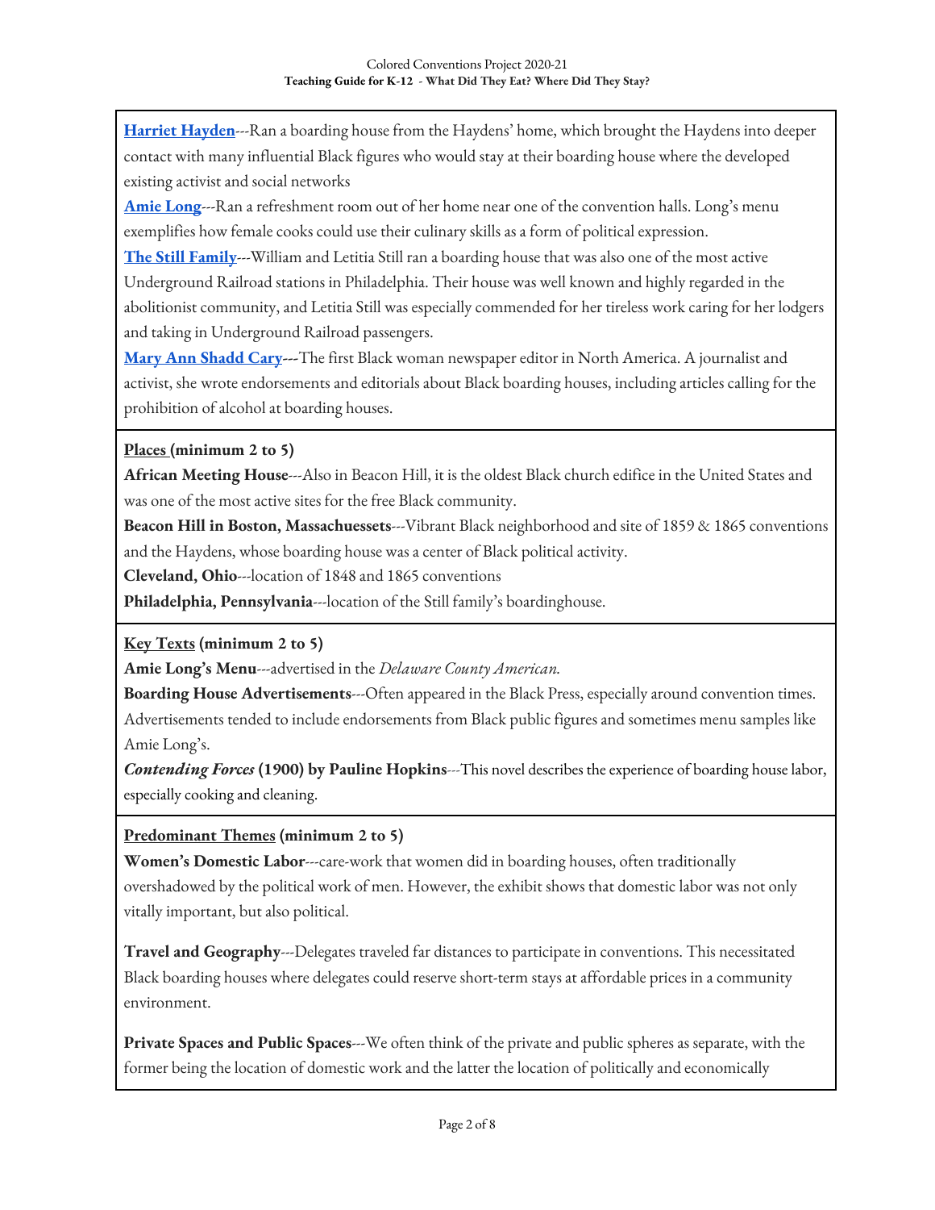**[Harriet Hayden](#)**---Ran a boarding house from the Haydens' home, which brought the Haydens into deeper contact with many influential Black figures who would stay at their boarding house where the developed existing activist and social networks

**[Amie Long](#)**---Ran a refreshment room out of her home near one of the convention halls. Long's menu exemplifies how female cooks could use their culinary skills as a form of political expression.

**[The Still Family](#)**---William and Letitia Still ran a boarding house that was also one of the most active Underground Railroad stations in Philadelphia. Their house was well known and highly regarded in the abolitionist community, and Letitia Still was especially commended for her tireless work caring for her lodgers and taking in Underground Railroad passengers.

**[Mary Ann Shadd Cary](#)---**The first Black woman newspaper editor in North America. A journalist and activist, she wrote endorsements and editorials about Black boarding houses, including articles calling for the prohibition of alcohol at boarding houses.

**Places (minimum 2 to 5)**

**African Meeting House**---Also in Beacon Hill, it is the oldest Black church edifice in the United States and was one of the most active sites for the free Black community.

**Beacon Hill in Boston, Massachuessets**---Vibrant Black neighborhood and site of 1859 & 1865 conventions and the Haydens, whose boarding house was a center of Black political activity.

**Cleveland, Ohio**---location of 1848 and 1865 conventions

**Philadelphia, Pennsylvania**---location of the Still family's boardinghouse.

**Key Texts (minimum 2 to 5)**

**Amie Long's Menu**---advertised in the *Delaware County American.*

**Boarding House Advertisements**---Often appeared in the Black Press, especially around convention times. Advertisements tended to include endorsements from Black public figures and sometimes menu samples like Amie Long's.

***Contending Forces* (1900) by Pauline Hopkins**---This novel describes the experience of boarding house labor, especially cooking and cleaning.

**Predominant Themes (minimum 2 to 5)**

**Women's Domestic Labor**---care-work that women did in boarding houses, often traditionally overshadowed by the political work of men. However, the exhibit shows that domestic labor was not only vitally important, but also political.

**Travel and Geography**---Delegates traveled far distances to participate in conventions. This necessitated Black boarding houses where delegates could reserve short-term stays at affordable prices in a community environment.

**Private Spaces and Public Spaces**---We often think of the private and public spheres as separate, with the former being the location of domestic work and the latter the location of politically and economically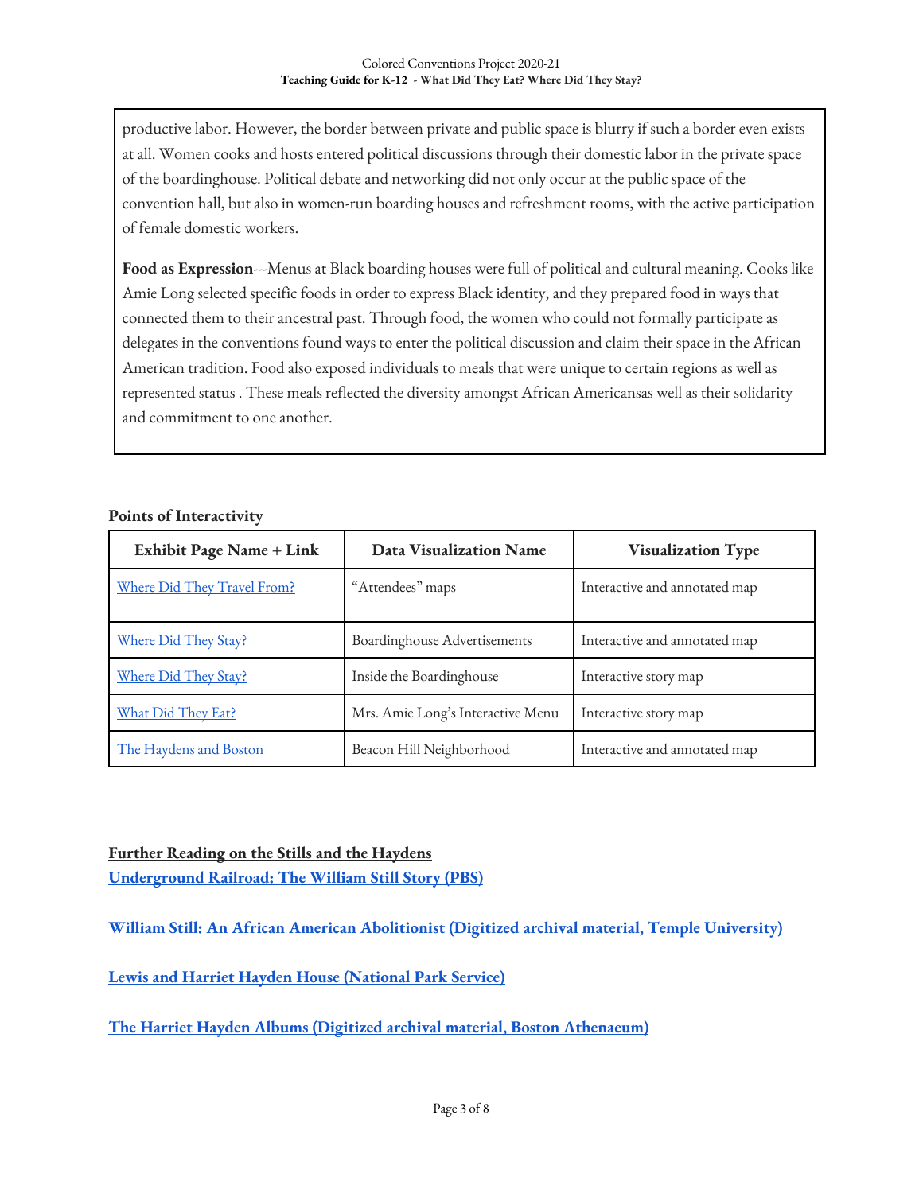productive labor. However, the border between private and public space is blurry if such a border even exists at all. Women cooks and hosts entered political discussions through their domestic labor in the private space of the boardinghouse. Political debate and networking did not only occur at the public space of the convention hall, but also in women-run boarding houses and refreshment rooms, with the active participation of female domestic workers.

**Food as Expression**---Menus at Black boarding houses were full of political and cultural meaning. Cooks like Amie Long selected specific foods in order to express Black identity, and they prepared food in ways that connected them to their ancestral past. Through food, the women who could not formally participate as delegates in the conventions found ways to enter the political discussion and claim their space in the African American tradition. Food also exposed individuals to meals that were unique to certain regions as well as represented status . These meals reflected the diversity amongst African Americansas well as their solidarity and commitment to one another.

**Points of Interactivity**

| Exhibit Page Name + Link | Data Visualization Name | Visualization Type |
|---|---|---|
| Where Did They Travel From? | "Attendees" maps | Interactive and annotated map |
| Where Did They Stay? | Boardinghouse Advertisements | Interactive and annotated map |
| Where Did They Stay? | Inside the Boardinghouse | Interactive story map |
| What Did They Eat? | Mrs. Amie Long's Interactive Menu | Interactive story map |
| The Haydens and Boston | Beacon Hill Neighborhood | Interactive and annotated map |

**Further Reading on the Stills and the Haydens**

**Underground Railroad: The William Still Story (PBS)**

**William Still: An African American Abolitionist (Digitized archival material, Temple University)**

**Lewis and Harriet Hayden House (National Park Service)**

**The Harriet Hayden Albums (Digitized archival material, Boston Athenaeum)**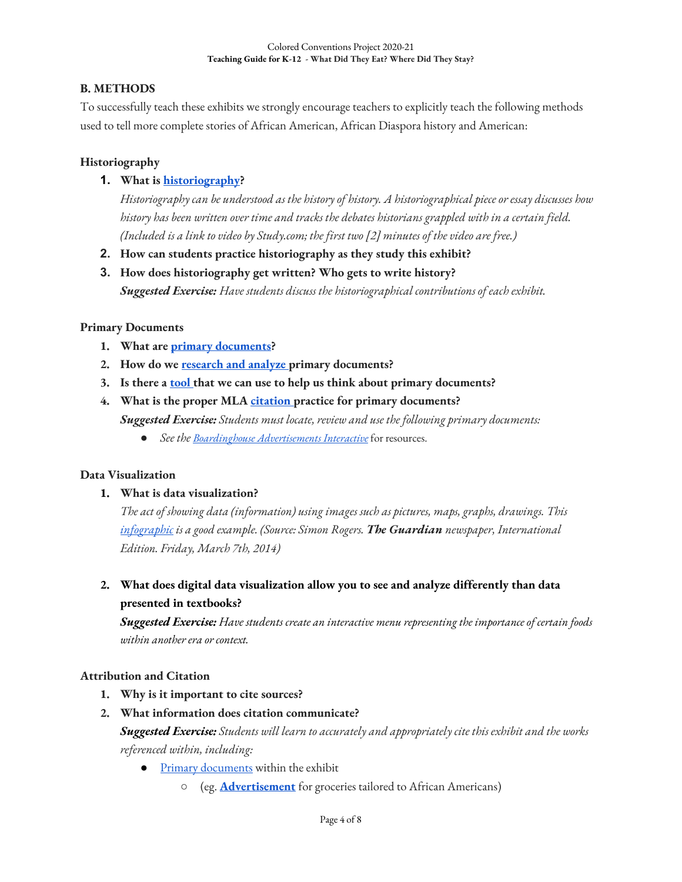## B. METHODS

To successfully teach these exhibits we strongly encourage teachers to explicitly teach the following methods used to tell more complete stories of African American, African Diaspora history and American:

### Historiography

1. **What is historiography?**
   *Historiography can be understood as the history of history. A historiographical piece or essay discusses how history has been written over time and tracks the debates historians grappled with in a certain field. (Included is a link to video by Study.com; the first two [2] minutes of the video are free.)*
2. **How can students practice historiography as they study this exhibit?**
3. **How does historiography get written? Who gets to write history?**
   ***Suggested Exercise:*** *Have students discuss the historiographical contributions of each exhibit.*

### Primary Documents

1. **What are primary documents?**
2. **How do we research and analyze primary documents?**
3. **Is there a tool that we can use to help us think about primary documents?**
4. **What is the proper MLA citation practice for primary documents?**
   ***Suggested Exercise:*** *Students must locate, review and use the following primary documents:*
   - *See the Boardinghouse Advertisements Interactive* for resources.

### Data Visualization

1. **What is data visualization?**
   *The act of showing data (information) using images such as pictures, maps, graphs, drawings. This infographic is a good example. (Source: Simon Rogers.* ***The Guardian*** *newspaper, International Edition. Friday, March 7th, 2014)*

2. **What does digital data visualization allow you to see and analyze differently than data presented in textbooks?**
   ***Suggested Exercise:*** *Have students create an interactive menu representing the importance of certain foods within another era or context.*

### Attribution and Citation

1. **Why is it important to cite sources?**
2. **What information does citation communicate?**
   ***Suggested Exercise:*** *Students will learn to accurately and appropriately cite this exhibit and the works referenced within, including:*
   - Primary documents within the exhibit
     - (eg. **Advertisement** for groceries tailored to African Americans)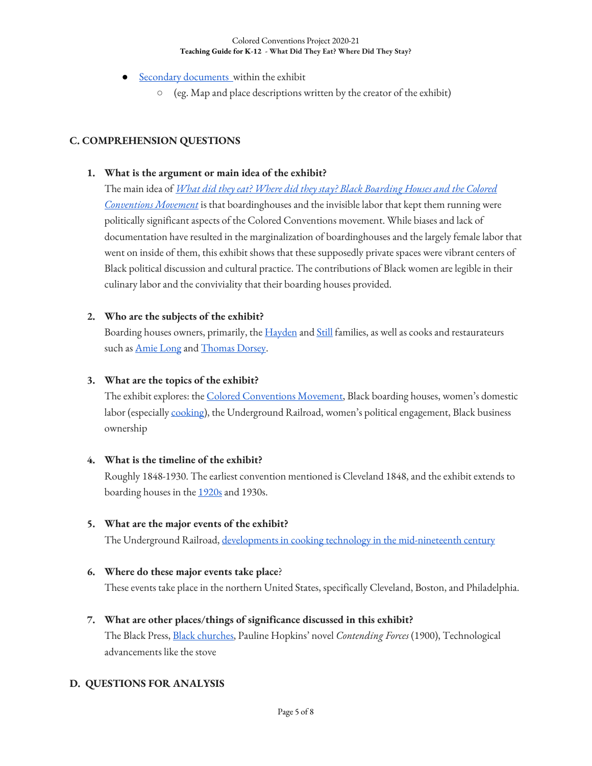- Secondary documents within the exhibit
    - (eg. Map and place descriptions written by the creator of the exhibit)

## C. COMPREHENSION QUESTIONS

1. **What is the argument or main idea of the exhibit?**
   The main idea of *What did they eat? Where did they stay? Black Boarding Houses and the Colored Conventions Movement* is that boardinghouses and the invisible labor that kept them running were politically significant aspects of the Colored Conventions movement. While biases and lack of documentation have resulted in the marginalization of boardinghouses and the largely female labor that went on inside of them, this exhibit shows that these supposedly private spaces were vibrant centers of Black political discussion and cultural practice. The contributions of Black women are legible in their culinary labor and the conviviality that their boarding houses provided.

2. **Who are the subjects of the exhibit?**
   Boarding houses owners, primarily, the Hayden and Still families, as well as cooks and restaurateurs such as Amie Long and Thomas Dorsey.

3. **What are the topics of the exhibit?**
   The exhibit explores: the Colored Conventions Movement, Black boarding houses, women's domestic labor (especially cooking), the Underground Railroad, women's political engagement, Black business ownership

4. **What is the timeline of the exhibit?**
   Roughly 1848-1930. The earliest convention mentioned is Cleveland 1848, and the exhibit extends to boarding houses in the 1920s and 1930s.

5. **What are the major events of the exhibit?**
   The Underground Railroad, developments in cooking technology in the mid-nineteenth century

6. **Where do these major events take place?**
   These events take place in the northern United States, specifically Cleveland, Boston, and Philadelphia.

7. **What are other places/things of significance discussed in this exhibit?**
   The Black Press, Black churches, Pauline Hopkins' novel *Contending Forces* (1900), Technological advancements like the stove

## D. QUESTIONS FOR ANALYSIS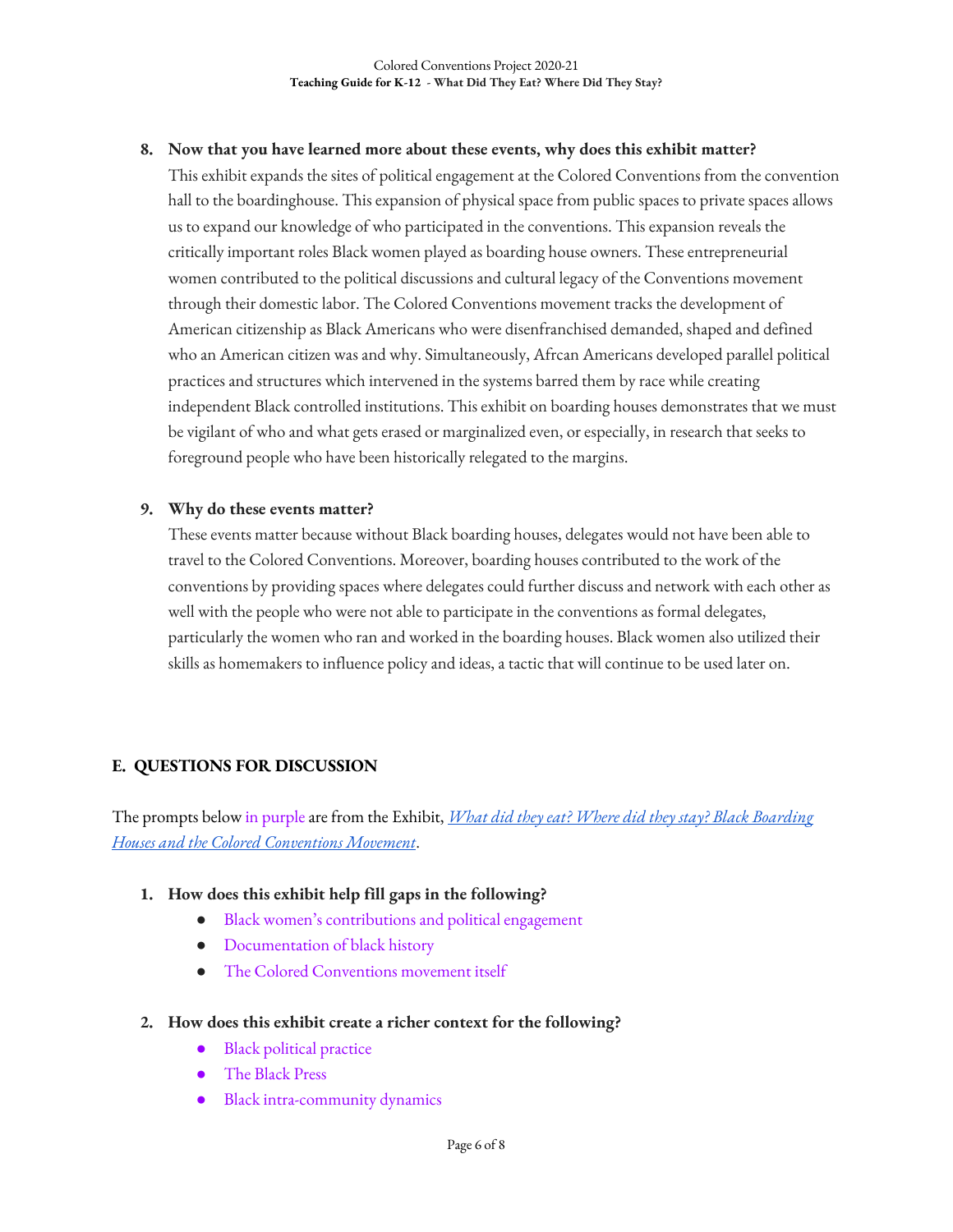8. **Now that you have learned more about these events, why does this exhibit matter?**

   This exhibit expands the sites of political engagement at the Colored Conventions from the convention hall to the boardinghouse. This expansion of physical space from public spaces to private spaces allows us to expand our knowledge of who participated in the conventions. This expansion reveals the critically important roles Black women played as boarding house owners. These entrepreneurial women contributed to the political discussions and cultural legacy of the Conventions movement through their domestic labor. The Colored Conventions movement tracks the development of American citizenship as Black Americans who were disenfranchised demanded, shaped and defined who an American citizen was and why. Simultaneously, Afrcan Americans developed parallel political practices and structures which intervened in the systems barred them by race while creating independent Black controlled institutions. This exhibit on boarding houses demonstrates that we must be vigilant of who and what gets erased or marginalized even, or especially, in research that seeks to foreground people who have been historically relegated to the margins.

9. **Why do these events matter?**

   These events matter because without Black boarding houses, delegates would not have been able to travel to the Colored Conventions. Moreover, boarding houses contributed to the work of the conventions by providing spaces where delegates could further discuss and network with each other as well with the people who were not able to participate in the conventions as formal delegates, particularly the women who ran and worked in the boarding houses. Black women also utilized their skills as homemakers to influence policy and ideas, a tactic that will continue to be used later on.

## E. QUESTIONS FOR DISCUSSION

The prompts below in purple are from the Exhibit, [*What did they eat? Where did they stay? Black Boarding Houses and the Colored Conventions Movement*]().

1. **How does this exhibit help fill gaps in the following?**
   - Black women's contributions and political engagement
   - Documentation of black history
   - The Colored Conventions movement itself

2. **How does this exhibit create a richer context for the following?**
   - Black political practice
   - The Black Press
   - Black intra-community dynamics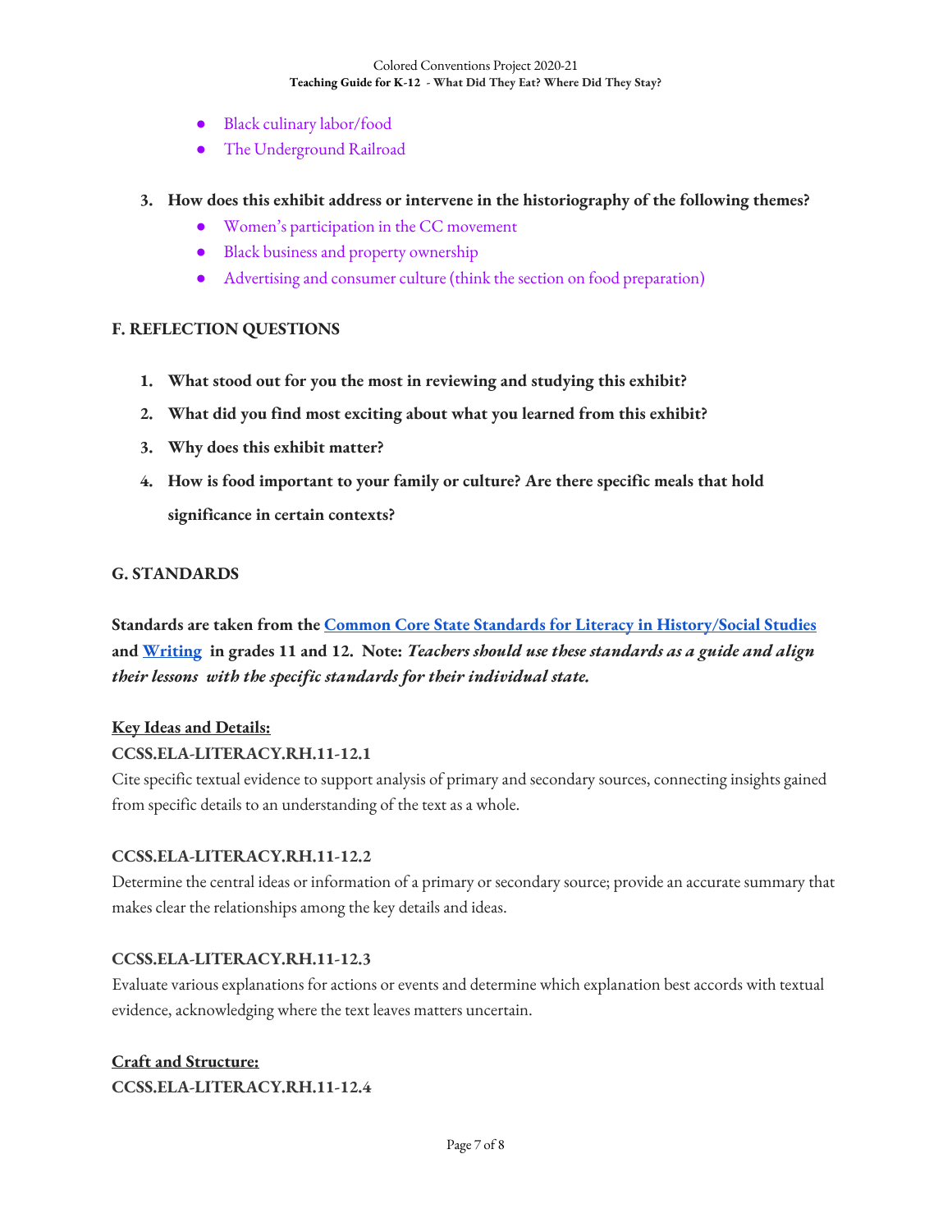- Black culinary labor/food
- The Underground Railroad

3. **How does this exhibit address or intervene in the historiography of the following themes?**
   - Women's participation in the CC movement
   - Black business and property ownership
   - Advertising and consumer culture (think the section on food preparation)

## F. REFLECTION QUESTIONS

1. **What stood out for you the most in reviewing and studying this exhibit?**
2. **What did you find most exciting about what you learned from this exhibit?**
3. **Why does this exhibit matter?**
4. **How is food important to your family or culture? Are there specific meals that hold significance in certain contexts?**

## G. STANDARDS

**Standards are taken from the Common Core State Standards for Literacy in History/Social Studies and Writing in grades 11 and 12. Note:** ***Teachers should use these standards as a guide and align their lessons with the specific standards for their individual state.***

**Key Ideas and Details:**

**CCSS.ELA-LITERACY.RH.11-12.1**
Cite specific textual evidence to support analysis of primary and secondary sources, connecting insights gained from specific details to an understanding of the text as a whole.

**CCSS.ELA-LITERACY.RH.11-12.2**
Determine the central ideas or information of a primary or secondary source; provide an accurate summary that makes clear the relationships among the key details and ideas.

**CCSS.ELA-LITERACY.RH.11-12.3**
Evaluate various explanations for actions or events and determine which explanation best accords with textual evidence, acknowledging where the text leaves matters uncertain.

**Craft and Structure:**

**CCSS.ELA-LITERACY.RH.11-12.4**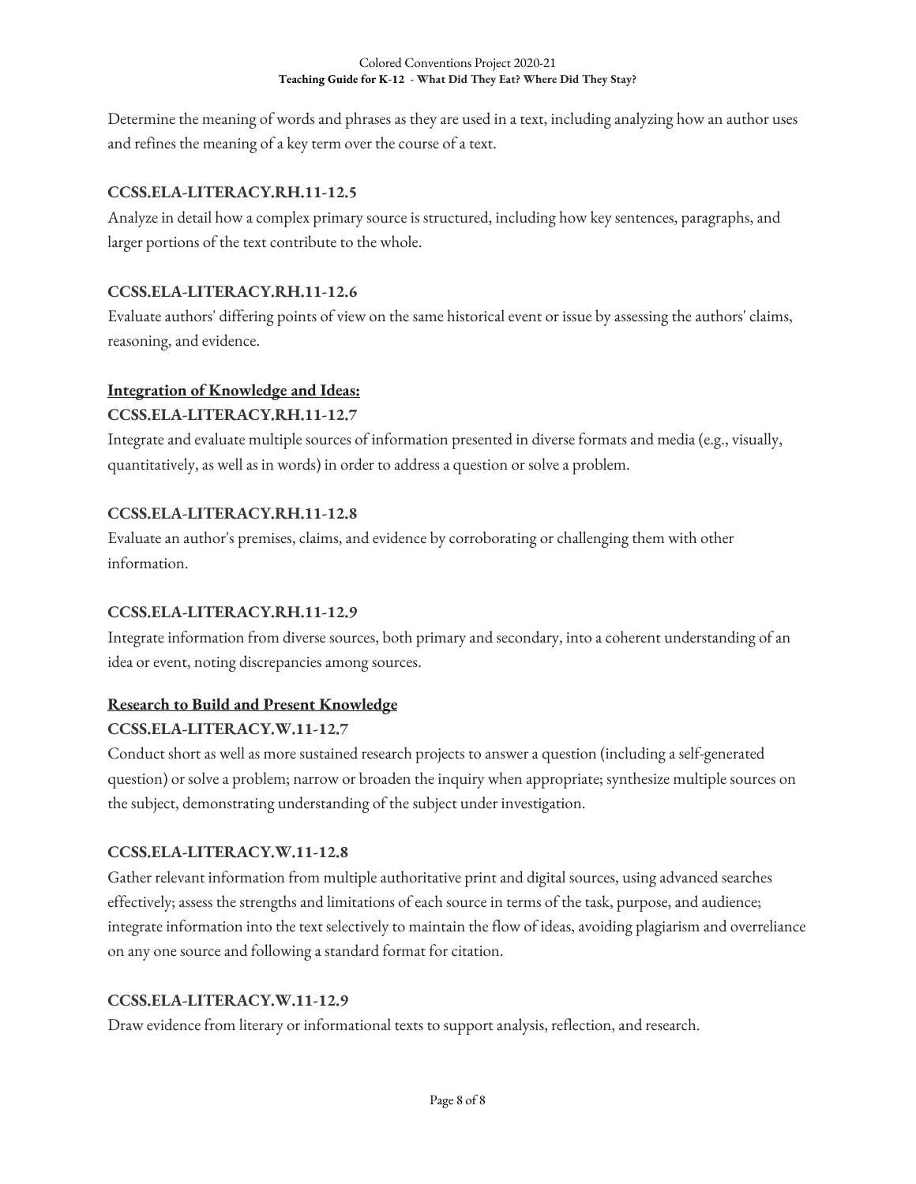Determine the meaning of words and phrases as they are used in a text, including analyzing how an author uses and refines the meaning of a key term over the course of a text.

**CCSS.ELA-LITERACY.RH.11-12.5**

Analyze in detail how a complex primary source is structured, including how key sentences, paragraphs, and larger portions of the text contribute to the whole.

**CCSS.ELA-LITERACY.RH.11-12.6**

Evaluate authors' differing points of view on the same historical event or issue by assessing the authors' claims, reasoning, and evidence.

**Integration of Knowledge and Ideas:**

**CCSS.ELA-LITERACY.RH.11-12.7**

Integrate and evaluate multiple sources of information presented in diverse formats and media (e.g., visually, quantitatively, as well as in words) in order to address a question or solve a problem.

**CCSS.ELA-LITERACY.RH.11-12.8**

Evaluate an author's premises, claims, and evidence by corroborating or challenging them with other information.

**CCSS.ELA-LITERACY.RH.11-12.9**

Integrate information from diverse sources, both primary and secondary, into a coherent understanding of an idea or event, noting discrepancies among sources.

**Research to Build and Present Knowledge**

**CCSS.ELA-LITERACY.W.11-12.7**

Conduct short as well as more sustained research projects to answer a question (including a self-generated question) or solve a problem; narrow or broaden the inquiry when appropriate; synthesize multiple sources on the subject, demonstrating understanding of the subject under investigation.

**CCSS.ELA-LITERACY.W.11-12.8**

Gather relevant information from multiple authoritative print and digital sources, using advanced searches effectively; assess the strengths and limitations of each source in terms of the task, purpose, and audience; integrate information into the text selectively to maintain the flow of ideas, avoiding plagiarism and overreliance on any one source and following a standard format for citation.

**CCSS.ELA-LITERACY.W.11-12.9**

Draw evidence from literary or informational texts to support analysis, reflection, and research.